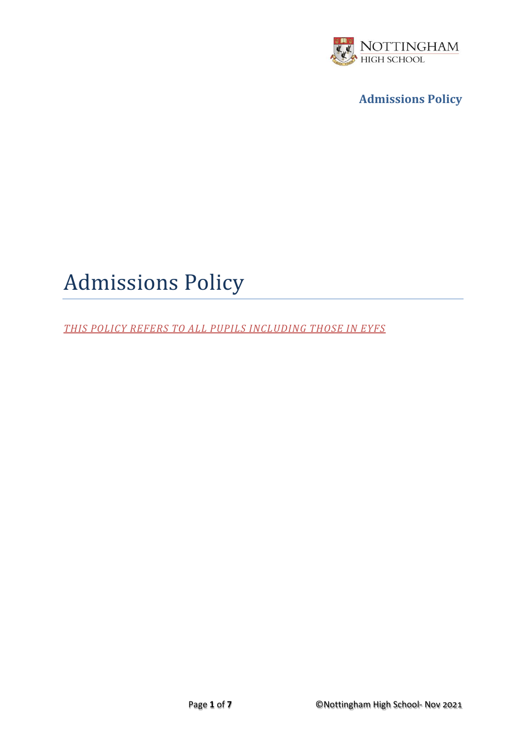# Admissions Policy

*THIS POLICY REFERS TO ALL PUPILS INCLUDING THOSE IN EYFS*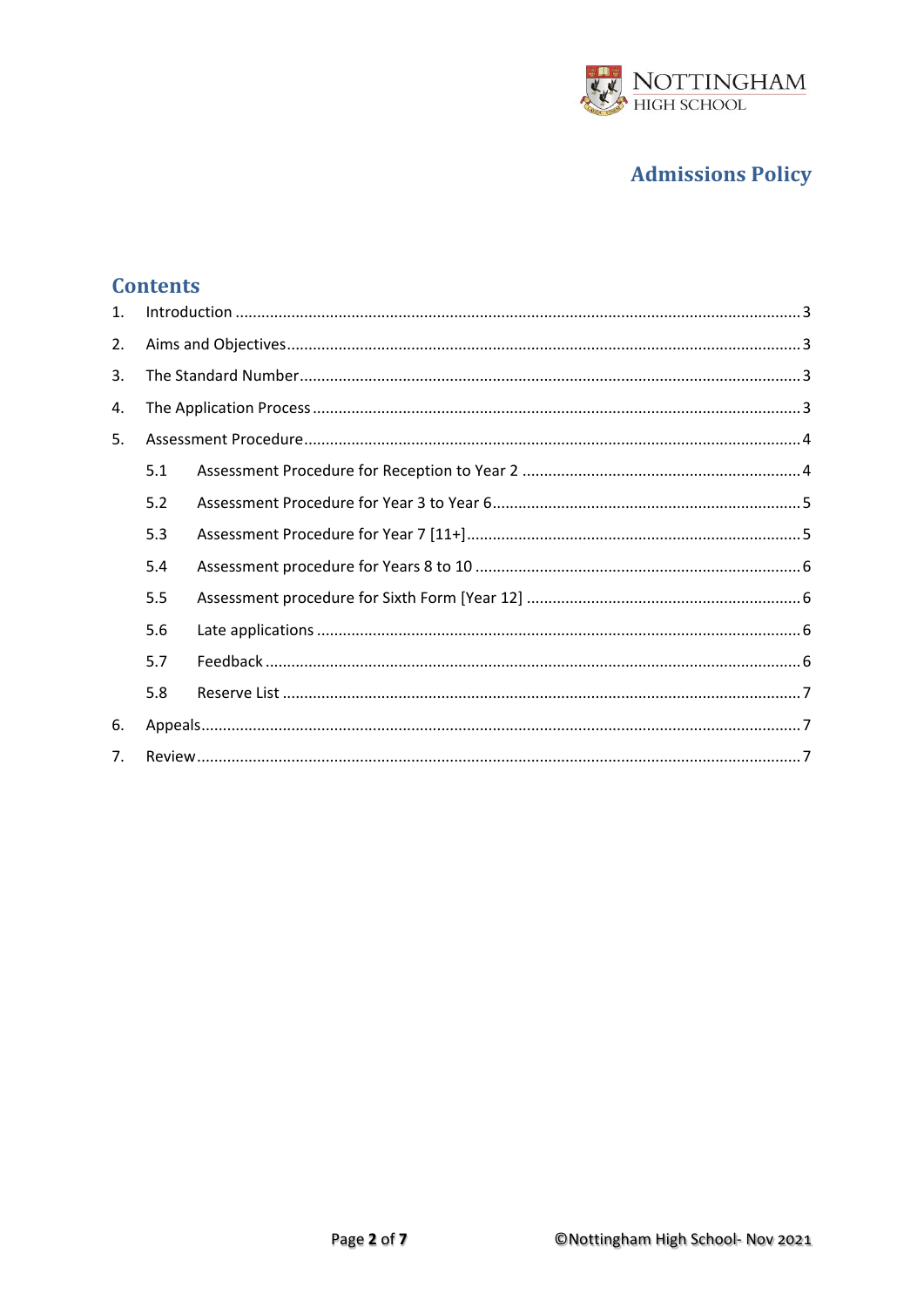# Admissions Policy

## Contents

1. Introduction ........................................ 3
2. Aims and Objectives ........................................ 3
3. The Standard Number ........................................ 3
4. The Application Process ........................................ 3
5. Assessment Procedure ........................................ 4
   - 5.1 Assessment Procedure for Reception to Year 2 ........................................ 4
   - 5.2 Assessment Procedure for Year 3 to Year 6 ........................................ 5
   - 5.3 Assessment Procedure for Year 7 [11+] ........................................ 5
   - 5.4 Assessment procedure for Years 8 to 10 ........................................ 6
   - 5.5 Assessment procedure for Sixth Form [Year 12] ........................................ 6
   - 5.6 Late applications ........................................ 6
   - 5.7 Feedback ........................................ 6
   - 5.8 Reserve List ........................................ 7
6. Appeals ........................................ 7
7. Review ........................................ 7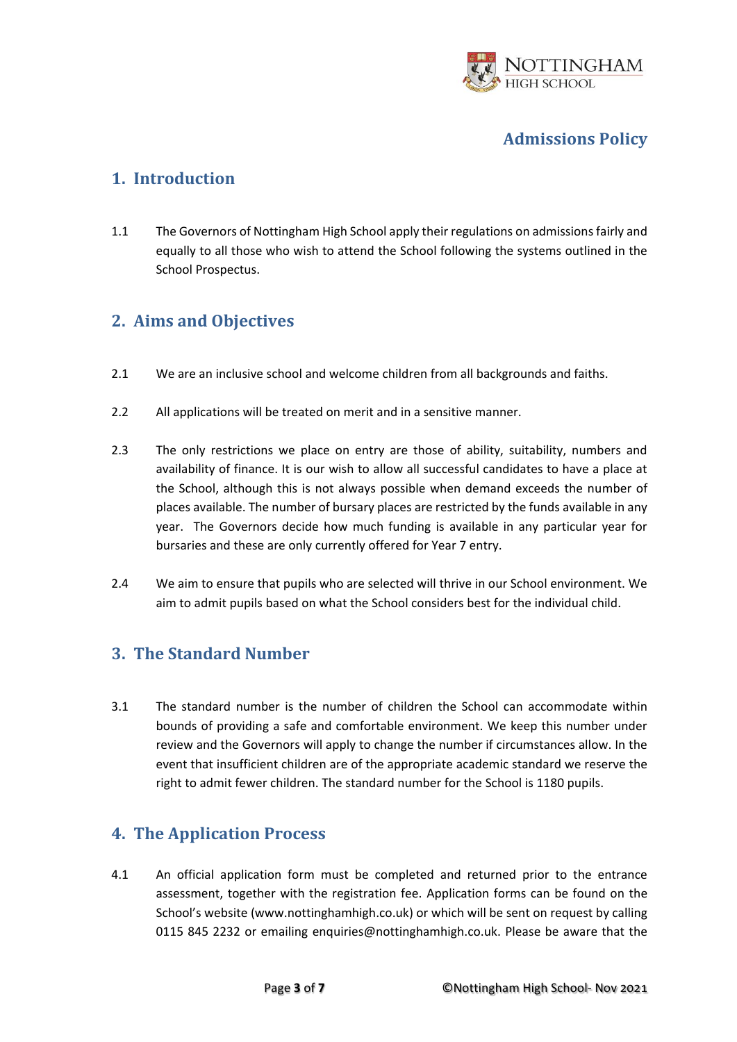# Admissions Policy

## 1. Introduction

1.1 The Governors of Nottingham High School apply their regulations on admissions fairly and equally to all those who wish to attend the School following the systems outlined in the School Prospectus.

## 2. Aims and Objectives

2.1 We are an inclusive school and welcome children from all backgrounds and faiths.

2.2 All applications will be treated on merit and in a sensitive manner.

2.3 The only restrictions we place on entry are those of ability, suitability, numbers and availability of finance. It is our wish to allow all successful candidates to have a place at the School, although this is not always possible when demand exceeds the number of places available. The number of bursary places are restricted by the funds available in any year. The Governors decide how much funding is available in any particular year for bursaries and these are only currently offered for Year 7 entry.

2.4 We aim to ensure that pupils who are selected will thrive in our School environment. We aim to admit pupils based on what the School considers best for the individual child.

## 3. The Standard Number

3.1 The standard number is the number of children the School can accommodate within bounds of providing a safe and comfortable environment. We keep this number under review and the Governors will apply to change the number if circumstances allow. In the event that insufficient children are of the appropriate academic standard we reserve the right to admit fewer children. The standard number for the School is 1180 pupils.

## 4. The Application Process

4.1 An official application form must be completed and returned prior to the entrance assessment, together with the registration fee. Application forms can be found on the School's website (www.nottinghamhigh.co.uk) or which will be sent on request by calling 0115 845 2232 or emailing enquiries@nottinghamhigh.co.uk. Please be aware that the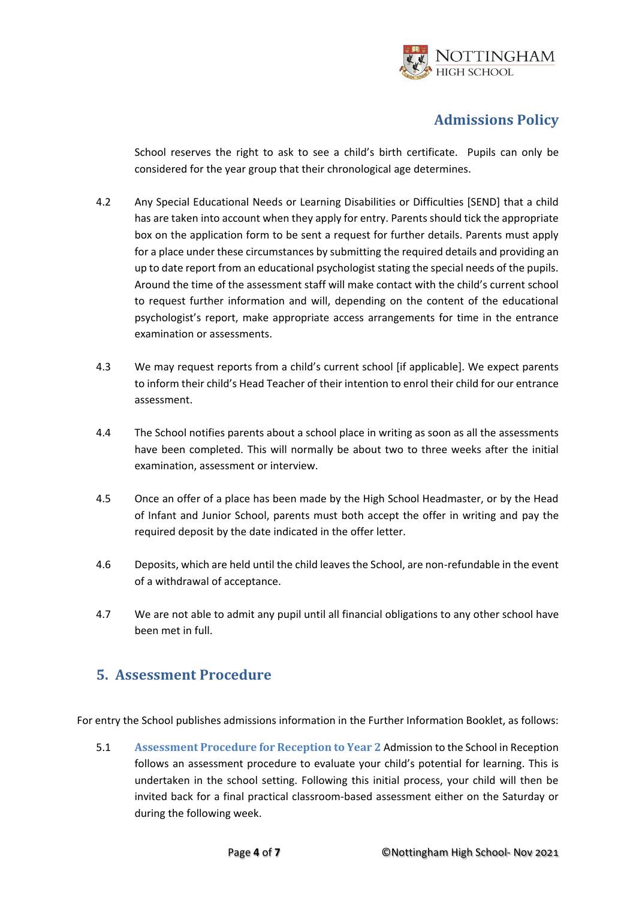School reserves the right to ask to see a child's birth certificate. Pupils can only be considered for the year group that their chronological age determines.

4.2 Any Special Educational Needs or Learning Disabilities or Difficulties [SEND] that a child has are taken into account when they apply for entry. Parents should tick the appropriate box on the application form to be sent a request for further details. Parents must apply for a place under these circumstances by submitting the required details and providing an up to date report from an educational psychologist stating the special needs of the pupils. Around the time of the assessment staff will make contact with the child's current school to request further information and will, depending on the content of the educational psychologist's report, make appropriate access arrangements for time in the entrance examination or assessments.

4.3 We may request reports from a child's current school [if applicable]. We expect parents to inform their child's Head Teacher of their intention to enrol their child for our entrance assessment.

4.4 The School notifies parents about a school place in writing as soon as all the assessments have been completed. This will normally be about two to three weeks after the initial examination, assessment or interview.

4.5 Once an offer of a place has been made by the High School Headmaster, or by the Head of Infant and Junior School, parents must both accept the offer in writing and pay the required deposit by the date indicated in the offer letter.

4.6 Deposits, which are held until the child leaves the School, are non-refundable in the event of a withdrawal of acceptance.

4.7 We are not able to admit any pupil until all financial obligations to any other school have been met in full.

## 5. Assessment Procedure

For entry the School publishes admissions information in the Further Information Booklet, as follows:

5.1 **Assessment Procedure for Reception to Year 2** Admission to the School in Reception follows an assessment procedure to evaluate your child's potential for learning. This is undertaken in the school setting. Following this initial process, your child will then be invited back for a final practical classroom-based assessment either on the Saturday or during the following week.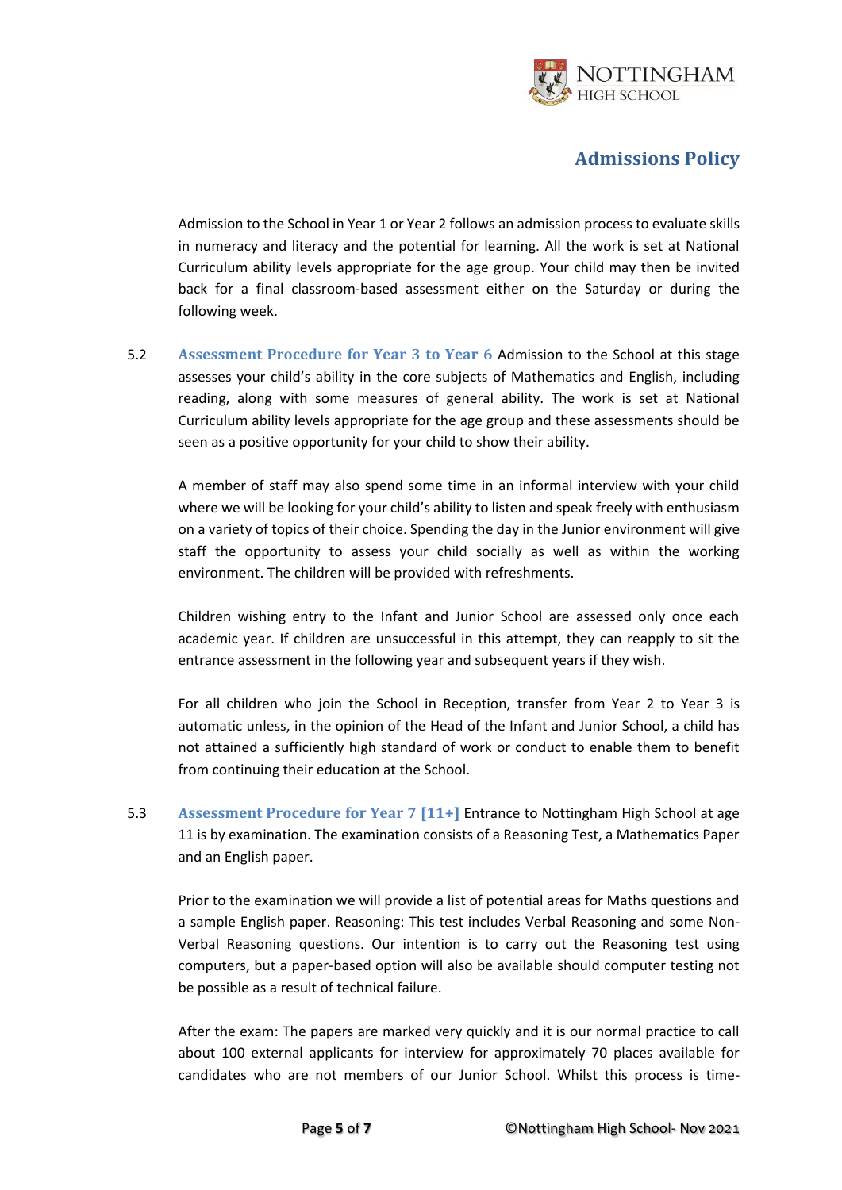Admission to the School in Year 1 or Year 2 follows an admission process to evaluate skills in numeracy and literacy and the potential for learning. All the work is set at National Curriculum ability levels appropriate for the age group. Your child may then be invited back for a final classroom-based assessment either on the Saturday or during the following week.

5.2 **Assessment Procedure for Year 3 to Year 6** Admission to the School at this stage assesses your child's ability in the core subjects of Mathematics and English, including reading, along with some measures of general ability. The work is set at National Curriculum ability levels appropriate for the age group and these assessments should be seen as a positive opportunity for your child to show their ability.

A member of staff may also spend some time in an informal interview with your child where we will be looking for your child's ability to listen and speak freely with enthusiasm on a variety of topics of their choice. Spending the day in the Junior environment will give staff the opportunity to assess your child socially as well as within the working environment. The children will be provided with refreshments.

Children wishing entry to the Infant and Junior School are assessed only once each academic year. If children are unsuccessful in this attempt, they can reapply to sit the entrance assessment in the following year and subsequent years if they wish.

For all children who join the School in Reception, transfer from Year 2 to Year 3 is automatic unless, in the opinion of the Head of the Infant and Junior School, a child has not attained a sufficiently high standard of work or conduct to enable them to benefit from continuing their education at the School.

5.3 **Assessment Procedure for Year 7 [11+]** Entrance to Nottingham High School at age 11 is by examination. The examination consists of a Reasoning Test, a Mathematics Paper and an English paper.

Prior to the examination we will provide a list of potential areas for Maths questions and a sample English paper. Reasoning: This test includes Verbal Reasoning and some Non-Verbal Reasoning questions. Our intention is to carry out the Reasoning test using computers, but a paper-based option will also be available should computer testing not be possible as a result of technical failure.

After the exam: The papers are marked very quickly and it is our normal practice to call about 100 external applicants for interview for approximately 70 places available for candidates who are not members of our Junior School. Whilst this process is time-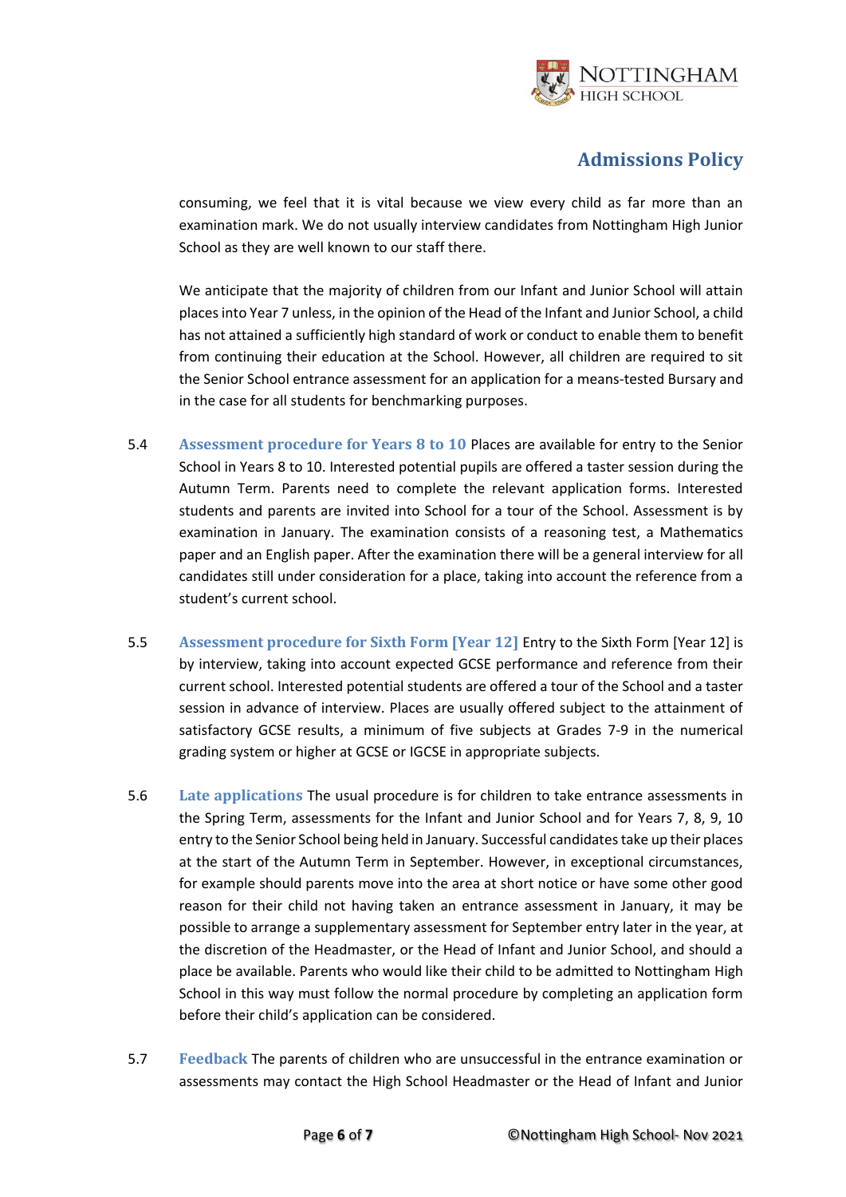consuming, we feel that it is vital because we view every child as far more than an examination mark. We do not usually interview candidates from Nottingham High Junior School as they are well known to our staff there.

We anticipate that the majority of children from our Infant and Junior School will attain places into Year 7 unless, in the opinion of the Head of the Infant and Junior School, a child has not attained a sufficiently high standard of work or conduct to enable them to benefit from continuing their education at the School. However, all children are required to sit the Senior School entrance assessment for an application for a means-tested Bursary and in the case for all students for benchmarking purposes.

5.4 **Assessment procedure for Years 8 to 10** Places are available for entry to the Senior School in Years 8 to 10. Interested potential pupils are offered a taster session during the Autumn Term. Parents need to complete the relevant application forms. Interested students and parents are invited into School for a tour of the School. Assessment is by examination in January. The examination consists of a reasoning test, a Mathematics paper and an English paper. After the examination there will be a general interview for all candidates still under consideration for a place, taking into account the reference from a student's current school.

5.5 **Assessment procedure for Sixth Form [Year 12]** Entry to the Sixth Form [Year 12] is by interview, taking into account expected GCSE performance and reference from their current school. Interested potential students are offered a tour of the School and a taster session in advance of interview. Places are usually offered subject to the attainment of satisfactory GCSE results, a minimum of five subjects at Grades 7-9 in the numerical grading system or higher at GCSE or IGCSE in appropriate subjects.

5.6 **Late applications** The usual procedure is for children to take entrance assessments in the Spring Term, assessments for the Infant and Junior School and for Years 7, 8, 9, 10 entry to the Senior School being held in January. Successful candidates take up their places at the start of the Autumn Term in September. However, in exceptional circumstances, for example should parents move into the area at short notice or have some other good reason for their child not having taken an entrance assessment in January, it may be possible to arrange a supplementary assessment for September entry later in the year, at the discretion of the Headmaster, or the Head of Infant and Junior School, and should a place be available. Parents who would like their child to be admitted to Nottingham High School in this way must follow the normal procedure by completing an application form before their child's application can be considered.

5.7 **Feedback** The parents of children who are unsuccessful in the entrance examination or assessments may contact the High School Headmaster or the Head of Infant and Junior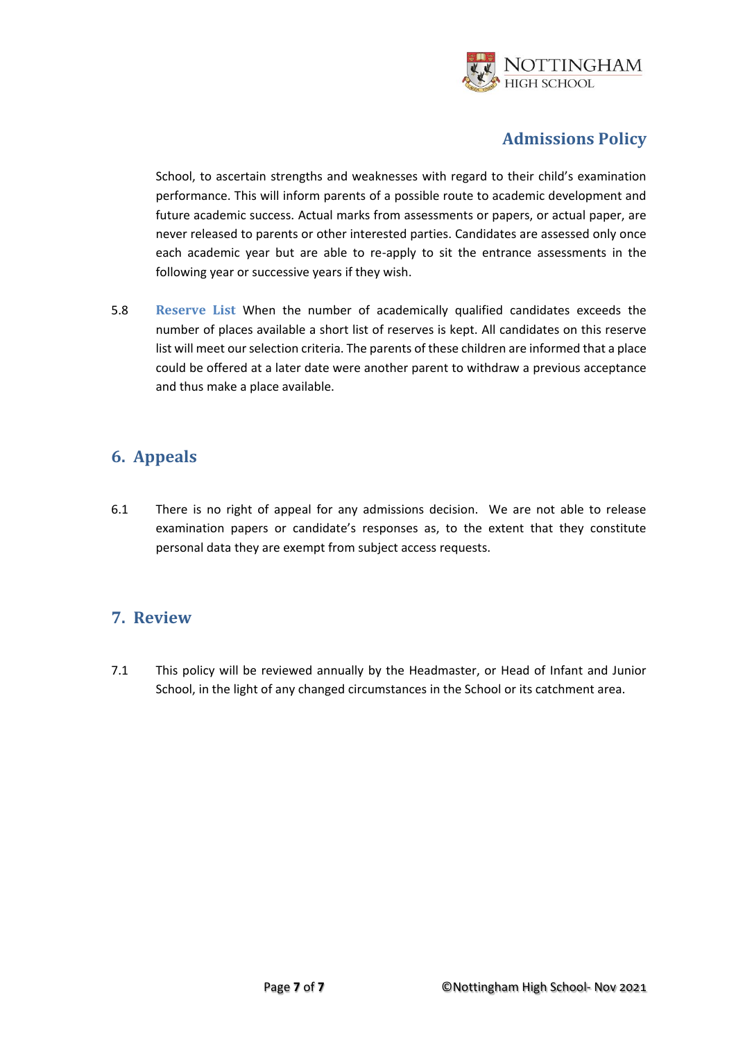School, to ascertain strengths and weaknesses with regard to their child's examination performance. This will inform parents of a possible route to academic development and future academic success. Actual marks from assessments or papers, or actual paper, are never released to parents or other interested parties. Candidates are assessed only once each academic year but are able to re-apply to sit the entrance assessments in the following year or successive years if they wish.

5.8 **Reserve List** When the number of academically qualified candidates exceeds the number of places available a short list of reserves is kept. All candidates on this reserve list will meet our selection criteria. The parents of these children are informed that a place could be offered at a later date were another parent to withdraw a previous acceptance and thus make a place available.

## 6. Appeals

6.1 There is no right of appeal for any admissions decision. We are not able to release examination papers or candidate's responses as, to the extent that they constitute personal data they are exempt from subject access requests.

## 7. Review

7.1 This policy will be reviewed annually by the Headmaster, or Head of Infant and Junior School, in the light of any changed circumstances in the School or its catchment area.